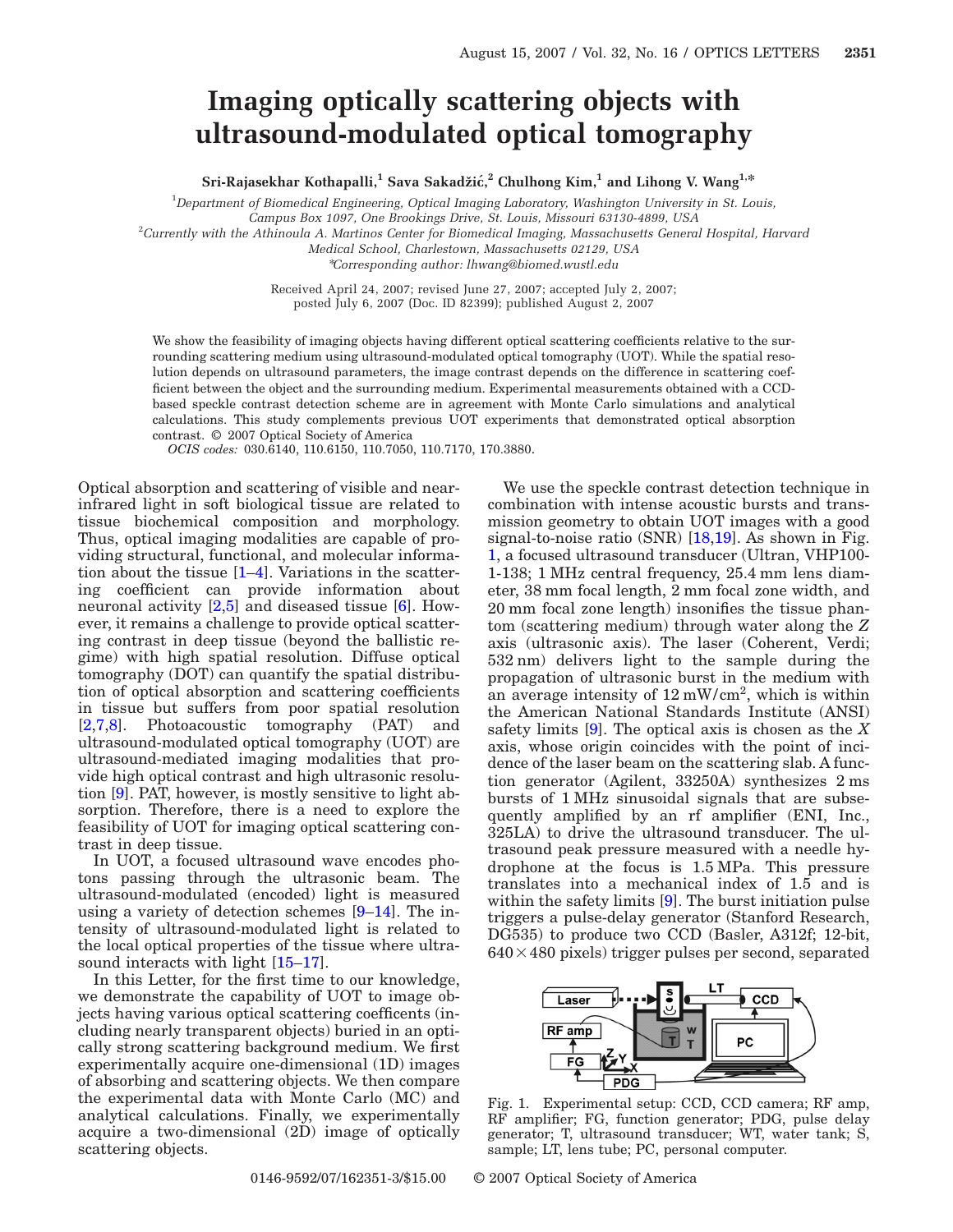# Imaging optically scattering objects with ultrasound-modulated optical tomography

**Sri-Rajasekhar Kothapalli,[1] Sava Sakadžić,[2] Chulhong Kim,[1] and Lihong V. Wang[1,*]**

[1]*Department of Biomedical Engineering, Optical Imaging Laboratory, Washington University in St. Louis, Campus Box 1097, One Brookings Drive, St. Louis, Missouri 63130-4899, USA*

[2]*Currently with the Athinoula A. Martinos Center for Biomedical Imaging, Massachusetts General Hospital, Harvard Medical School, Charlestown, Massachusetts 02129, USA*

*Corresponding author: lhwang@biomed.wustl.edu

Received April 24, 2007; revised June 27, 2007; accepted July 2, 2007; posted July 6, 2007 (Doc. ID 82399); published August 2, 2007

We show the feasibility of imaging objects having different optical scattering coefficients relative to the surrounding scattering medium using ultrasound-modulated optical tomography (UOT). While the spatial resolution depends on ultrasound parameters, the image contrast depends on the difference in scattering coefficient between the object and the surrounding medium. Experimental measurements obtained with a CCD-based speckle contrast detection scheme are in agreement with Monte Carlo simulations and analytical calculations. This study complements previous UOT experiments that demonstrated optical absorption contrast. © 2007 Optical Society of America

*OCIS codes:* 030.6140, 110.6150, 110.7050, 110.7170, 170.3880.

Optical absorption and scattering of visible and near-infrared light in soft biological tissue are related to tissue biochemical composition and morphology. Thus, optical imaging modalities are capable of providing structural, functional, and molecular information about the tissue [1–4]. Variations in the scattering coefficient can provide information about neuronal activity [2,5] and diseased tissue [6]. However, it remains a challenge to provide optical scattering contrast in deep tissue (beyond the ballistic regime) with high spatial resolution. Diffuse optical tomography (DOT) can quantify the spatial distribution of optical absorption and scattering coefficients in tissue but suffers from poor spatial resolution [2,7,8]. Photoacoustic tomography (PAT) and ultrasound-modulated optical tomography (UOT) are ultrasound-mediated imaging modalities that provide high optical contrast and high ultrasonic resolution [9]. PAT, however, is mostly sensitive to light absorption. Therefore, there is a need to explore the feasibility of UOT for imaging optical scattering contrast in deep tissue.

In UOT, a focused ultrasound wave encodes photons passing through the ultrasonic beam. The ultrasound-modulated (encoded) light is measured using a variety of detection schemes [9–14]. The intensity of ultrasound-modulated light is related to the local optical properties of the tissue where ultrasound interacts with light [15–17].

In this Letter, for the first time to our knowledge, we demonstrate the capability of UOT to image objects having various optical scattering coefficents (including nearly transparent objects) buried in an optically strong scattering background medium. We first experimentally acquire one-dimensional (1D) images of absorbing and scattering objects. We then compare the experimental data with Monte Carlo (MC) and analytical calculations. Finally, we experimentally acquire a two-dimensional (2D) image of optically scattering objects.

We use the speckle contrast detection technique in combination with intense acoustic bursts and transmission geometry to obtain UOT images with a good signal-to-noise ratio (SNR) [18,19]. As shown in Fig. 1, a focused ultrasound transducer (Ultran, VHP100-1-138; 1 MHz central frequency, 25.4 mm lens diameter, 38 mm focal length, 2 mm focal zone width, and 20 mm focal zone length) insonifies the tissue phantom (scattering medium) through water along the $Z$ axis (ultrasonic axis). The laser (Coherent, Verdi; 532 nm) delivers light to the sample during the propagation of ultrasonic burst in the medium with an average intensity of $12\ \mathrm{mW/cm^2}$, which is within the American National Standards Institute (ANSI) safety limits [9]. The optical axis is chosen as the $X$ axis, whose origin coincides with the point of incidence of the laser beam on the scattering slab. A function generator (Agilent, 33250A) synthesizes 2 ms bursts of 1 MHz sinusoidal signals that are subsequently amplified by an rf amplifier (ENI, Inc., 325LA) to drive the ultrasound transducer. The ultrasound peak pressure measured with a needle hydrophone at the focus is 1.5 MPa. This pressure translates into a mechanical index of 1.5 and is within the safety limits [9]. The burst initiation pulse triggers a pulse-delay generator (Stanford Research, DG535) to produce two CCD (Basler, A312f; 12-bit, $640\times480$ pixels) trigger pulses per second, separated

Fig. 1. Experimental setup: CCD, CCD camera; RF amp, RF amplifier; FG, function generator; PDG, pulse delay generator; T, ultrasound transducer; WT, water tank; S, sample; LT, lens tube; PC, personal computer.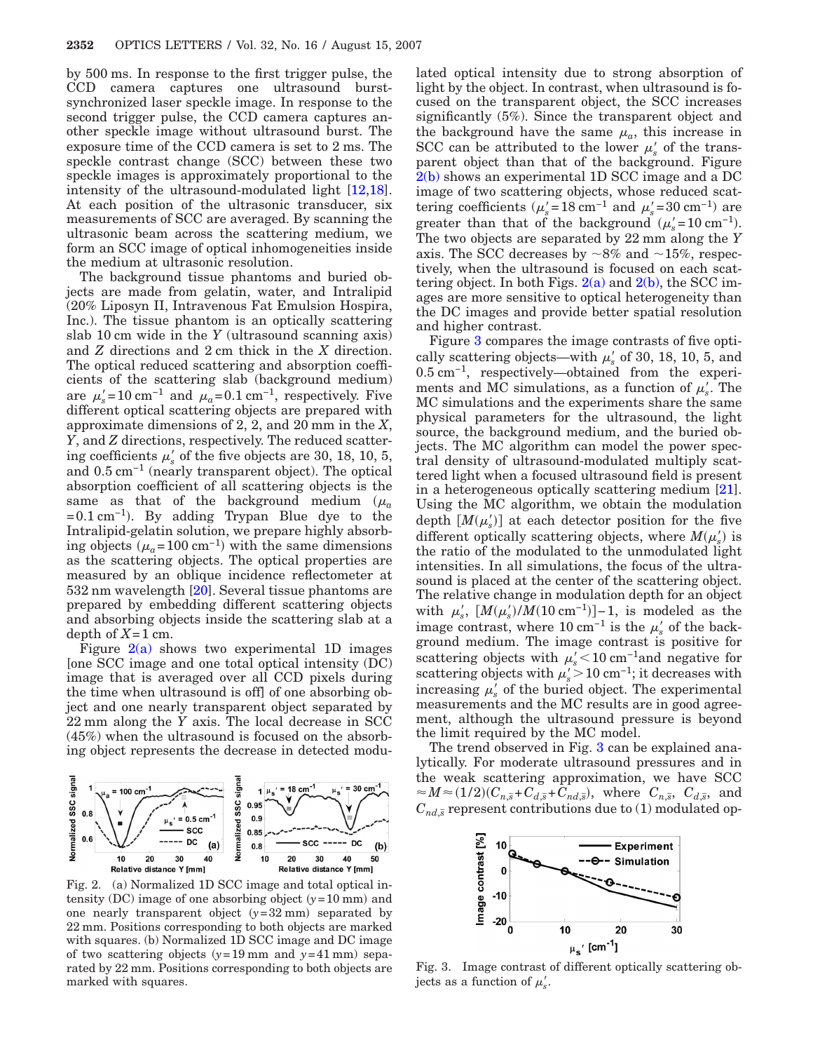by 500 ms. In response to the first trigger pulse, the CCD camera captures one ultrasound burst-synchronized laser speckle image. In response to the second trigger pulse, the CCD camera captures another speckle image without ultrasound burst. The exposure time of the CCD camera is set to 2 ms. The speckle contrast change (SCC) between these two speckle images is approximately proportional to the intensity of the ultrasound-modulated light [12,18]. At each position of the ultrasonic transducer, six measurements of SCC are averaged. By scanning the ultrasonic beam across the scattering medium, we form an SCC image of optical inhomogeneities inside the medium at ultrasonic resolution.

The background tissue phantoms and buried objects are made from gelatin, water, and Intralipid (20% Liposyn II, Intravenous Fat Emulsion Hospira, Inc.). The tissue phantom is an optically scattering slab 10 cm wide in the $Y$ (ultrasound scanning axis) and $Z$ directions and 2 cm thick in the $X$ direction. The optical reduced scattering and absorption coefficients of the scattering slab (background medium) are $\mu_s' = 10\ \text{cm}^{-1}$ and $\mu_a = 0.1\ \text{cm}^{-1}$, respectively. Five different optical scattering objects are prepared with approximate dimensions of 2, 2, and 20 mm in the $X$, $Y$, and $Z$ directions, respectively. The reduced scattering coefficients $\mu_s'$ of the five objects are 30, 18, 10, 5, and 0.5 $\text{cm}^{-1}$ (nearly transparent object). The optical absorption coefficient of all scattering objects is the same as that of the background medium ($\mu_a = 0.1\ \text{cm}^{-1}$). By adding Trypan Blue dye to the Intralipid-gelatin solution, we prepare highly absorbing objects ($\mu_a = 100\ \text{cm}^{-1}$) with the same dimensions as the scattering objects. The optical properties are measured by an oblique incidence reflectometer at 532 nm wavelength [20]. Several tissue phantoms are prepared by embedding different scattering objects and absorbing objects inside the scattering slab at a depth of $X = 1$ cm.

Figure 2(a) shows two experimental 1D images [one SCC image and one total optical intensity (DC) image that is averaged over all CCD pixels during the time when ultrasound is off] of one absorbing object and one nearly transparent object separated by 22 mm along the $Y$ axis. The local decrease in SCC (45%) when the ultrasound is focused on the absorbing object represents the decrease in detected modulated optical intensity due to strong absorption of light by the object. In contrast, when ultrasound is focused on the transparent object, the SCC increases significantly (5%). Since the transparent object and the background have the same $\mu_a$, this increase in SCC can be attributed to the lower $\mu_s'$ of the transparent object than that of the background. Figure 2(b) shows an experimental 1D SCC image and a DC image of two scattering objects, whose reduced scattering coefficients ($\mu_s' = 18\ \text{cm}^{-1}$ and $\mu_s' = 30\ \text{cm}^{-1}$) are greater than that of the background ($\mu_s' = 10\ \text{cm}^{-1}$). The two objects are separated by 22 mm along the $Y$ axis. The SCC decreases by ~8% and ~15%, respectively, when the ultrasound is focused on each scattering object. In both Figs. 2(a) and 2(b), the SCC images are more sensitive to optical heterogeneity than the DC images and provide better spatial resolution and higher contrast.

Fig. 2. (a) Normalized 1D SCC image and total optical intensity (DC) image of one absorbing object ($y = 10$ mm) and one nearly transparent object ($y = 32$ mm) separated by 22 mm. Positions corresponding to both objects are marked with squares. (b) Normalized 1D SCC image and DC image of two scattering objects ($y = 19$ mm and $y = 41$ mm) separated by 22 mm. Positions corresponding to both objects are marked with squares.

Figure 3 compares the image contrasts of five optically scattering objects—with $\mu_s'$ of 30, 18, 10, 5, and 0.5 $\text{cm}^{-1}$, respectively—obtained from the experiments and MC simulations, as a function of $\mu_s'$. The MC simulations and the experiments share the same physical parameters for the ultrasound, the light source, the background medium, and the buried objects. The MC algorithm can model the power spectral density of ultrasound-modulated multiply scattered light when a focused ultrasound field is present in a heterogeneous optically scattering medium [21]. Using the MC algorithm, we obtain the modulation depth [$M(\mu_s')$] at each detector position for the five different optically scattering objects, where $M(\mu_s')$ is the ratio of the modulated to the unmodulated light intensities. In all simulations, the focus of the ultrasound is placed at the center of the scattering object. The relative change in modulation depth for an object with $\mu_s'$, $[M(\mu_s')/M(10\ \text{cm}^{-1})]-1$, is modeled as the image contrast, where 10 $\text{cm}^{-1}$ is the $\mu_s'$ of the background medium. The image contrast is positive for scattering objects with $\mu_s' < 10\ \text{cm}^{-1}$ and negative for scattering objects with $\mu_s' > 10\ \text{cm}^{-1}$; it decreases with increasing $\mu_s'$ of the buried object. The experimental measurements and the MC results are in good agreement, although the ultrasound pressure is beyond the limit required by the MC model.

The trend observed in Fig. 3 can be explained analytically. For moderate ultrasound pressures and in the weak scattering approximation, we have SCC $\approx M \approx (1/2)(C_{n,\bar{s}} + C_{d,\bar{s}} + C_{nd,\bar{s}})$, where $C_{n,\bar{s}}$, $C_{d,\bar{s}}$, and $C_{nd,\bar{s}}$ represent contributions due to (1) modulated op-

Fig. 3. Image contrast of different optically scattering objects as a function of $\mu_s'$.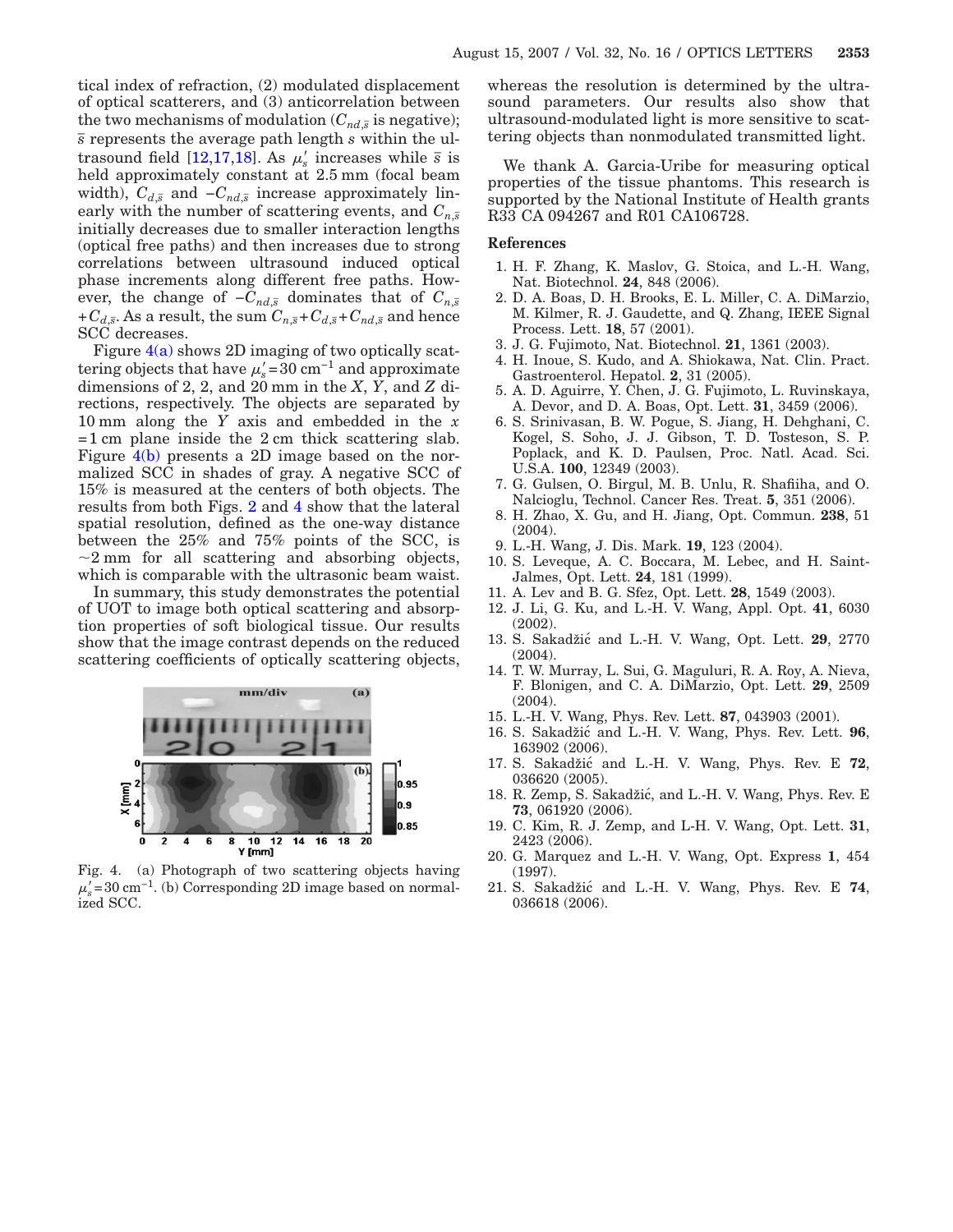tical index of refraction, (2) modulated displacement of optical scatterers, and (3) anticorrelation between the two mechanisms of modulation ($C_{nd,\bar{s}}$ is negative); $\bar{s}$ represents the average path length $s$ within the ultrasound field [12,17,18]. As $\mu_s'$ increases while $\bar{s}$ is held approximately constant at 2.5 mm (focal beam width), $C_{d,\bar{s}}$ and $-C_{nd,\bar{s}}$ increase approximately linearly with the number of scattering events, and $C_{n,\bar{s}}$ initially decreases due to smaller interaction lengths (optical free paths) and then increases due to strong correlations between ultrasound induced optical phase increments along different free paths. However, the change of $-C_{nd,\bar{s}}$ dominates that of $C_{n,\bar{s}} + C_{d,\bar{s}}$. As a result, the sum $C_{n,\bar{s}} + C_{d,\bar{s}} + C_{nd,\bar{s}}$ and hence SCC decreases.

Figure 4(a) shows 2D imaging of two optically scattering objects that have $\mu_s' = 30\ \mathrm{cm}^{-1}$ and approximate dimensions of 2, 2, and 20 mm in the $X$, $Y$, and $Z$ directions, respectively. The objects are separated by 10 mm along the $Y$ axis and embedded in the $x = 1$ cm plane inside the 2 cm thick scattering slab. Figure 4(b) presents a 2D image based on the normalized SCC in shades of gray. A negative SCC of 15% is measured at the centers of both objects. The results from both Figs. 2 and 4 show that the lateral spatial resolution, defined as the one-way distance between the 25% and 75% points of the SCC, is ~2 mm for all scattering and absorbing objects, which is comparable with the ultrasonic beam waist.

In summary, this study demonstrates the potential of UOT to image both optical scattering and absorption properties of soft biological tissue. Our results show that the image contrast depends on the reduced scattering coefficients of optically scattering objects, whereas the resolution is determined by the ultrasound parameters. Our results also show that ultrasound-modulated light is more sensitive to scattering objects than nonmodulated transmitted light.

mm/div
(a)
20 21
(b)
X [mm]
0 2 4 6
0 2 4 6 8 10 12 14 16 18 20
Y [mm]
1
0.95
0.9
0.85

Fig. 4. (a) Photograph of two scattering objects having $\mu_s' = 30\ \mathrm{cm}^{-1}$. (b) Corresponding 2D image based on normalized SCC.

We thank A. Garcia-Uribe for measuring optical properties of the tissue phantoms. This research is supported by the National Institute of Health grants R33 CA 094267 and R01 CA106728.

## References

1. H. F. Zhang, K. Maslov, G. Stoica, and L.-H. Wang, Nat. Biotechnol. **24**, 848 (2006).
2. D. A. Boas, D. H. Brooks, E. L. Miller, C. A. DiMarzio, M. Kilmer, R. J. Gaudette, and Q. Zhang, IEEE Signal Process. Lett. **18**, 57 (2001).
3. J. G. Fujimoto, Nat. Biotechnol. **21**, 1361 (2003).
4. H. Inoue, S. Kudo, and A. Shiokawa, Nat. Clin. Pract. Gastroenterol. Hepatol. **2**, 31 (2005).
5. A. D. Aguirre, Y. Chen, J. G. Fujimoto, L. Ruvinskaya, A. Devor, and D. A. Boas, Opt. Lett. **31**, 3459 (2006).
6. S. Srinivasan, B. W. Pogue, S. Jiang, H. Dehghani, C. Kogel, S. Soho, J. J. Gibson, T. D. Tosteson, S. P. Poplack, and K. D. Paulsen, Proc. Natl. Acad. Sci. U.S.A. **100**, 12349 (2003).
7. G. Gulsen, O. Birgul, M. B. Unlu, R. Shafiiha, and O. Nalcioglu, Technol. Cancer Res. Treat. **5**, 351 (2006).
8. H. Zhao, X. Gu, and H. Jiang, Opt. Commun. **238**, 51 (2004).
9. L.-H. Wang, J. Dis. Mark. **19**, 123 (2004).
10. S. Leveque, A. C. Boccara, M. Lebec, and H. Saint-Jalmes, Opt. Lett. **24**, 181 (1999).
11. A. Lev and B. G. Sfez, Opt. Lett. **28**, 1549 (2003).
12. J. Li, G. Ku, and L.-H. V. Wang, Appl. Opt. **41**, 6030 (2002).
13. S. Sakadžić and L.-H. V. Wang, Opt. Lett. **29**, 2770 (2004).
14. T. W. Murray, L. Sui, G. Maguluri, R. A. Roy, A. Nieva, F. Blonigen, and C. A. DiMarzio, Opt. Lett. **29**, 2509 (2004).
15. L.-H. V. Wang, Phys. Rev. Lett. **87**, 043903 (2001).
16. S. Sakadžić and L.-H. V. Wang, Phys. Rev. Lett. **96**, 163902 (2006).
17. S. Sakadžić and L.-H. V. Wang, Phys. Rev. E **72**, 036620 (2005).
18. R. Zemp, S. Sakadžić, and L.-H. V. Wang, Phys. Rev. E **73**, 061920 (2006).
19. C. Kim, R. J. Zemp, and L-H. V. Wang, Opt. Lett. **31**, 2423 (2006).
20. G. Marquez and L.-H. V. Wang, Opt. Express **1**, 454 (1997).
21. S. Sakadžić and L.-H. V. Wang, Phys. Rev. E **74**, 036618 (2006).